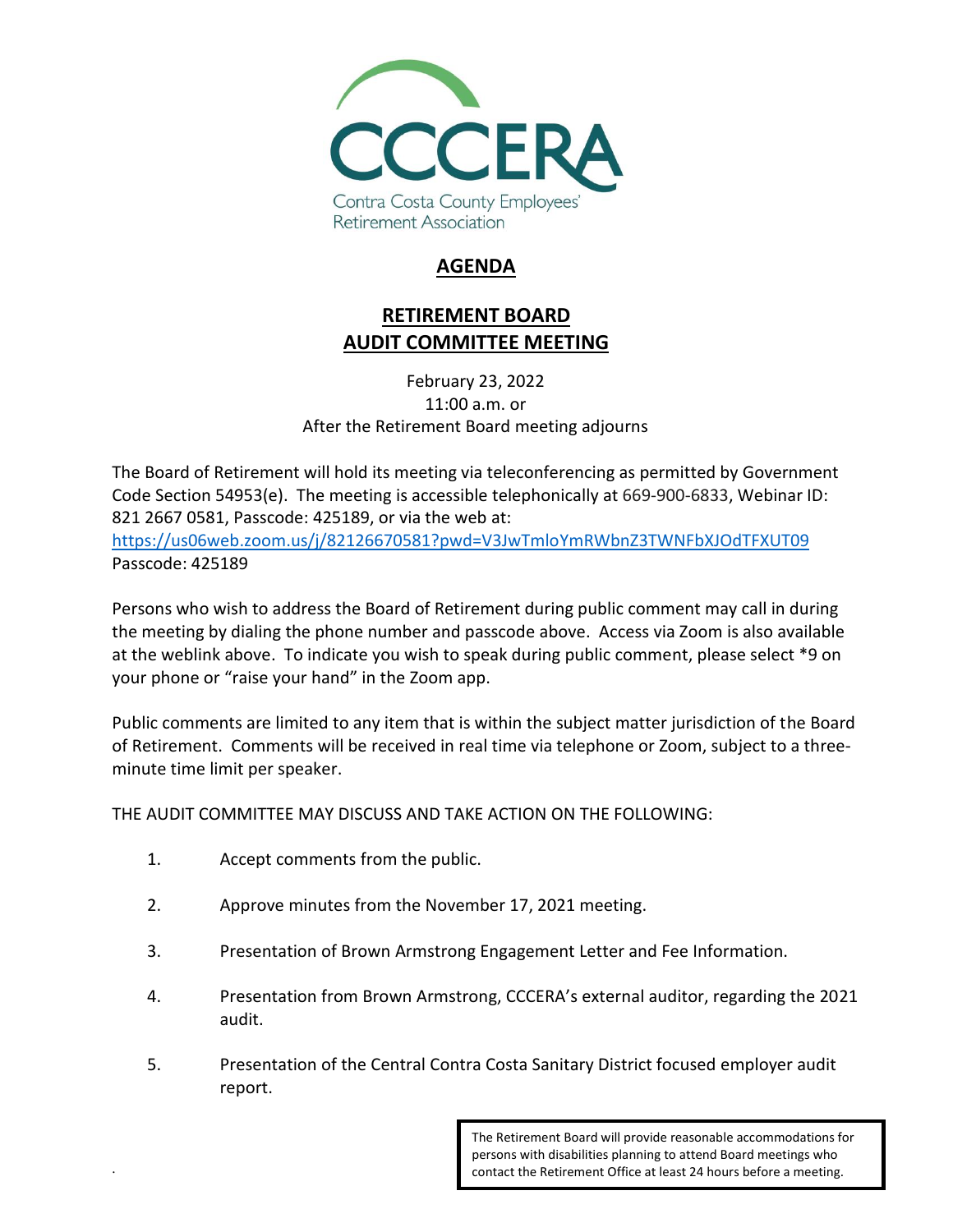CCCERA

Contra Costa County Employees' Retirement Association

# AGENDA

## RETIREMENT BOARD AUDIT COMMITTEE MEETING

February 23, 2022
11:00 a.m. or
After the Retirement Board meeting adjourns

The Board of Retirement will hold its meeting via teleconferencing as permitted by Government Code Section 54953(e). The meeting is accessible telephonically at 669-900-6833, Webinar ID: 821 2667 0581, Passcode: 425189, or via the web at:
https://us06web.zoom.us/j/82126670581?pwd=V3JwTmloYmRWbnZ3TWNFbXJOdTFXUT09
Passcode: 425189

Persons who wish to address the Board of Retirement during public comment may call in during the meeting by dialing the phone number and passcode above. Access via Zoom is also available at the weblink above. To indicate you wish to speak during public comment, please select *9 on your phone or "raise your hand" in the Zoom app.

Public comments are limited to any item that is within the subject matter jurisdiction of the Board of Retirement. Comments will be received in real time via telephone or Zoom, subject to a three-minute time limit per speaker.

THE AUDIT COMMITTEE MAY DISCUSS AND TAKE ACTION ON THE FOLLOWING:

1. Accept comments from the public.
2. Approve minutes from the November 17, 2021 meeting.
3. Presentation of Brown Armstrong Engagement Letter and Fee Information.
4. Presentation from Brown Armstrong, CCCERA's external auditor, regarding the 2021 audit.
5. Presentation of the Central Contra Costa Sanitary District focused employer audit report.

The Retirement Board will provide reasonable accommodations for persons with disabilities planning to attend Board meetings who contact the Retirement Office at least 24 hours before a meeting.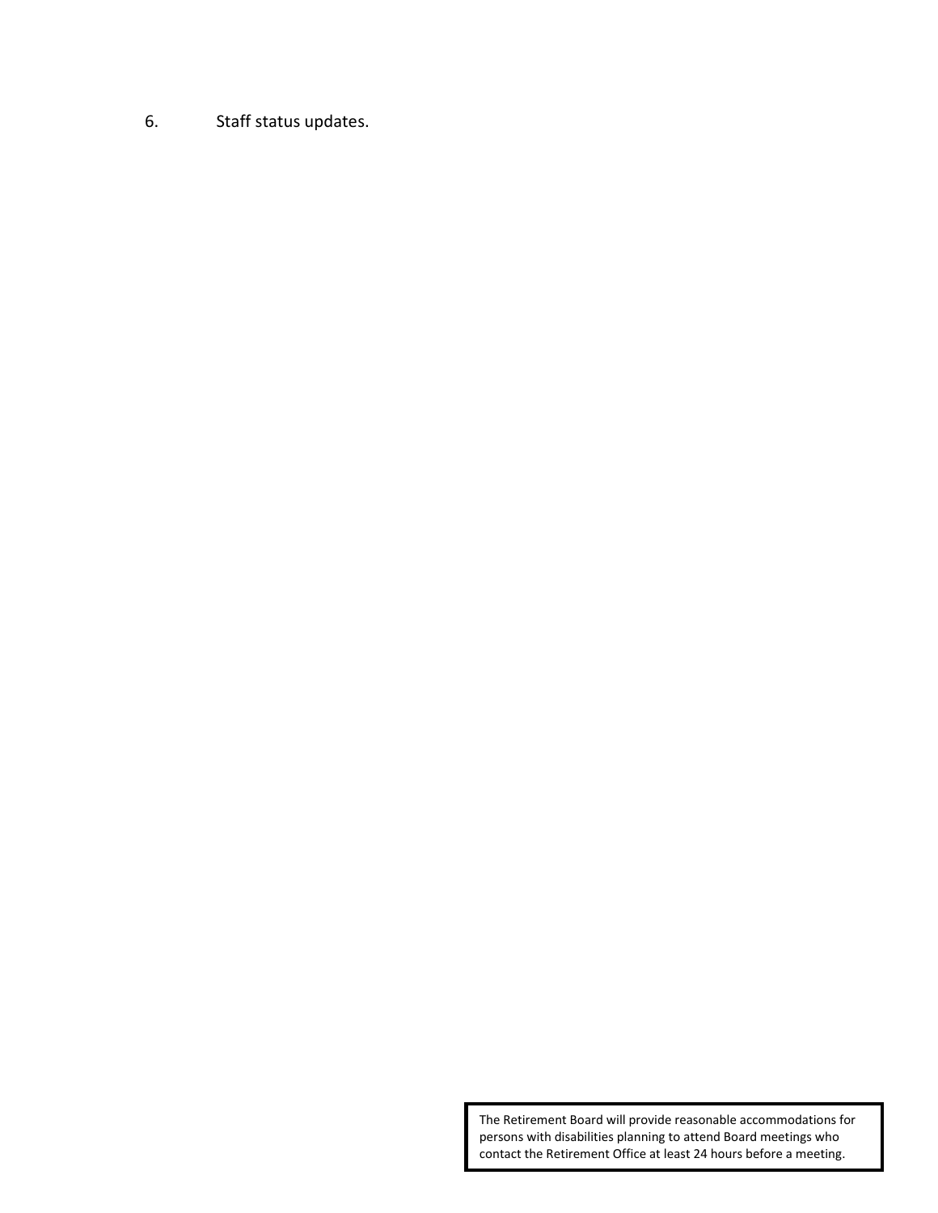6. Staff status updates.

> The Retirement Board will provide reasonable accommodations for persons with disabilities planning to attend Board meetings who contact the Retirement Office at least 24 hours before a meeting.